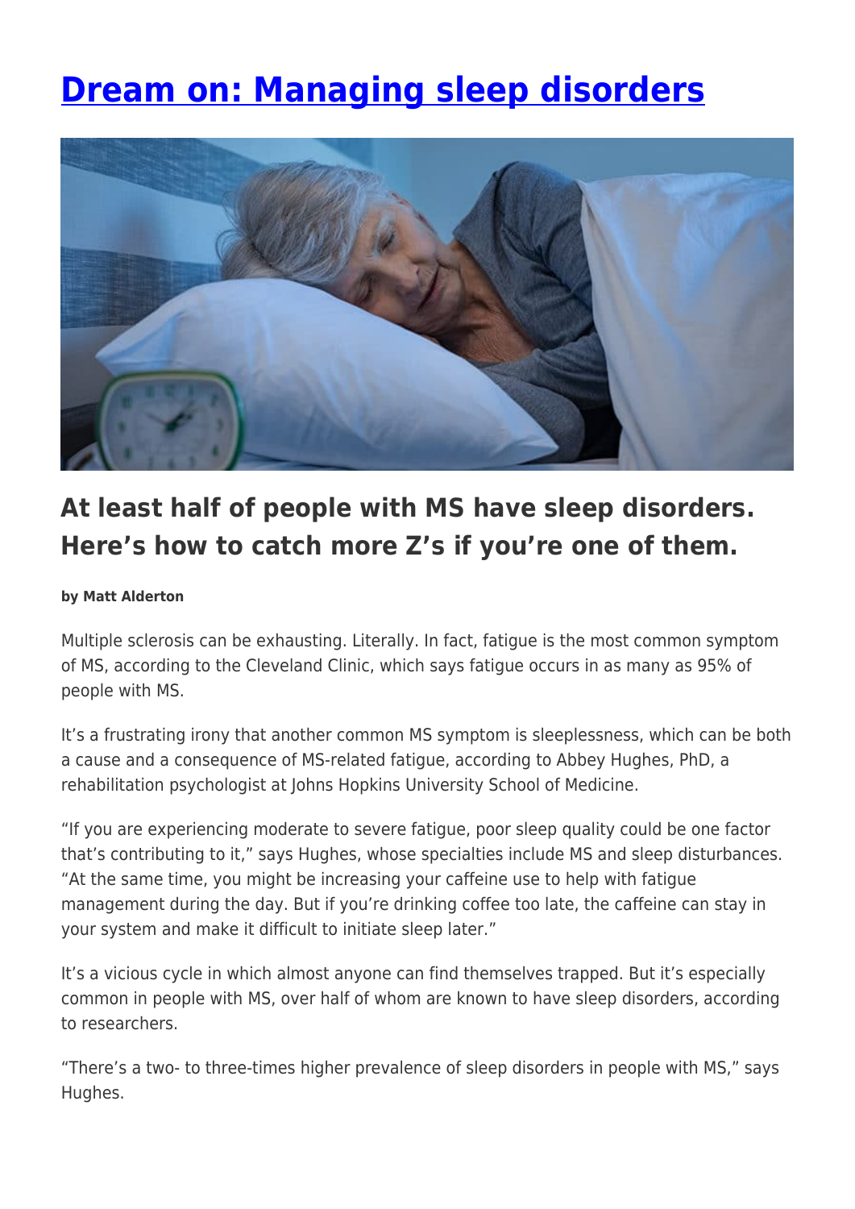# Dream on: Managing sleep disorders

## At least half of people with MS have sleep disorders. Here's how to catch more Z's if you're one of them.

**by Matt Alderton**

Multiple sclerosis can be exhausting. Literally. In fact, fatigue is the most common symptom of MS, according to the Cleveland Clinic, which says fatigue occurs in as many as 95% of people with MS.

It's a frustrating irony that another common MS symptom is sleeplessness, which can be both a cause and a consequence of MS-related fatigue, according to Abbey Hughes, PhD, a rehabilitation psychologist at Johns Hopkins University School of Medicine.

"If you are experiencing moderate to severe fatigue, poor sleep quality could be one factor that's contributing to it," says Hughes, whose specialties include MS and sleep disturbances. "At the same time, you might be increasing your caffeine use to help with fatigue management during the day. But if you're drinking coffee too late, the caffeine can stay in your system and make it difficult to initiate sleep later."

It's a vicious cycle in which almost anyone can find themselves trapped. But it's especially common in people with MS, over half of whom are known to have sleep disorders, according to researchers.

"There's a two- to three-times higher prevalence of sleep disorders in people with MS," says Hughes.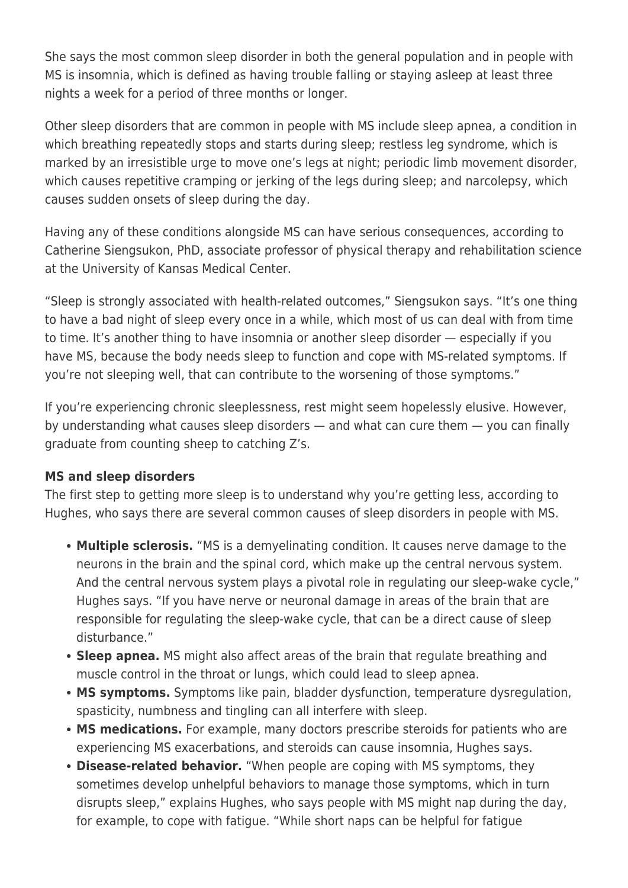She says the most common sleep disorder in both the general population and in people with MS is insomnia, which is defined as having trouble falling or staying asleep at least three nights a week for a period of three months or longer.

Other sleep disorders that are common in people with MS include sleep apnea, a condition in which breathing repeatedly stops and starts during sleep; restless leg syndrome, which is marked by an irresistible urge to move one's legs at night; periodic limb movement disorder, which causes repetitive cramping or jerking of the legs during sleep; and narcolepsy, which causes sudden onsets of sleep during the day.

Having any of these conditions alongside MS can have serious consequences, according to Catherine Siengsukon, PhD, associate professor of physical therapy and rehabilitation science at the University of Kansas Medical Center.

"Sleep is strongly associated with health-related outcomes," Siengsukon says. "It's one thing to have a bad night of sleep every once in a while, which most of us can deal with from time to time. It's another thing to have insomnia or another sleep disorder — especially if you have MS, because the body needs sleep to function and cope with MS-related symptoms. If you're not sleeping well, that can contribute to the worsening of those symptoms."

If you're experiencing chronic sleeplessness, rest might seem hopelessly elusive. However, by understanding what causes sleep disorders — and what can cure them — you can finally graduate from counting sheep to catching Z's.

**MS and sleep disorders**

The first step to getting more sleep is to understand why you're getting less, according to Hughes, who says there are several common causes of sleep disorders in people with MS.

- **Multiple sclerosis.** "MS is a demyelinating condition. It causes nerve damage to the neurons in the brain and the spinal cord, which make up the central nervous system. And the central nervous system plays a pivotal role in regulating our sleep-wake cycle," Hughes says. "If you have nerve or neuronal damage in areas of the brain that are responsible for regulating the sleep-wake cycle, that can be a direct cause of sleep disturbance."
- **Sleep apnea.** MS might also affect areas of the brain that regulate breathing and muscle control in the throat or lungs, which could lead to sleep apnea.
- **MS symptoms.** Symptoms like pain, bladder dysfunction, temperature dysregulation, spasticity, numbness and tingling can all interfere with sleep.
- **MS medications.** For example, many doctors prescribe steroids for patients who are experiencing MS exacerbations, and steroids can cause insomnia, Hughes says.
- **Disease-related behavior.** "When people are coping with MS symptoms, they sometimes develop unhelpful behaviors to manage those symptoms, which in turn disrupts sleep," explains Hughes, who says people with MS might nap during the day, for example, to cope with fatigue. "While short naps can be helpful for fatigue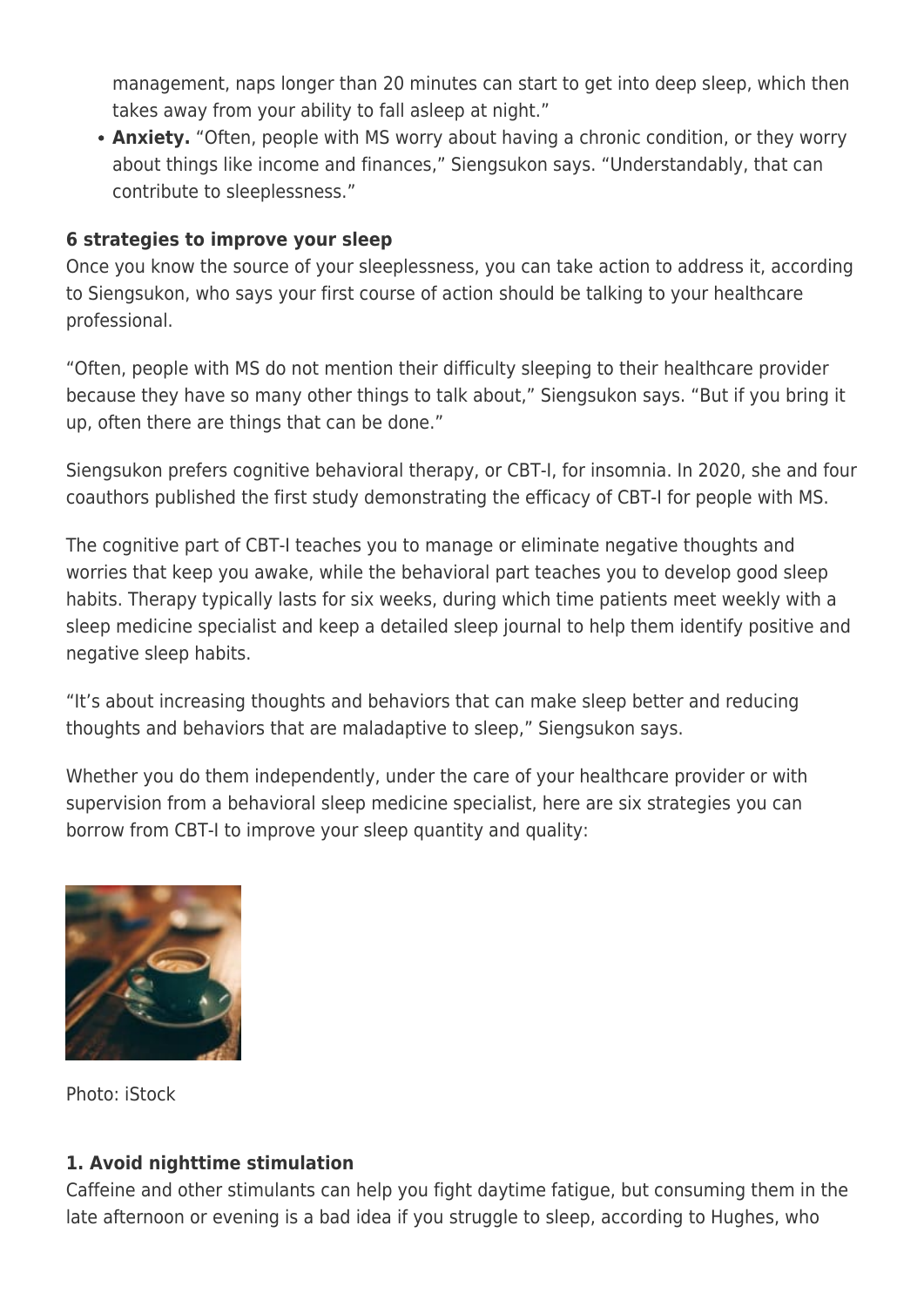management, naps longer than 20 minutes can start to get into deep sleep, which then takes away from your ability to fall asleep at night."

- **Anxiety.** "Often, people with MS worry about having a chronic condition, or they worry about things like income and finances," Siengsukon says. "Understandably, that can contribute to sleeplessness."

**6 strategies to improve your sleep**

Once you know the source of your sleeplessness, you can take action to address it, according to Siengsukon, who says your first course of action should be talking to your healthcare professional.

"Often, people with MS do not mention their difficulty sleeping to their healthcare provider because they have so many other things to talk about," Siengsukon says. "But if you bring it up, often there are things that can be done."

Siengsukon prefers cognitive behavioral therapy, or CBT-I, for insomnia. In 2020, she and four coauthors published the first study demonstrating the efficacy of CBT-I for people with MS.

The cognitive part of CBT-I teaches you to manage or eliminate negative thoughts and worries that keep you awake, while the behavioral part teaches you to develop good sleep habits. Therapy typically lasts for six weeks, during which time patients meet weekly with a sleep medicine specialist and keep a detailed sleep journal to help them identify positive and negative sleep habits.

"It's about increasing thoughts and behaviors that can make sleep better and reducing thoughts and behaviors that are maladaptive to sleep," Siengsukon says.

Whether you do them independently, under the care of your healthcare provider or with supervision from a behavioral sleep medicine specialist, here are six strategies you can borrow from CBT-I to improve your sleep quantity and quality:

Photo: iStock

**1. Avoid nighttime stimulation**

Caffeine and other stimulants can help you fight daytime fatigue, but consuming them in the late afternoon or evening is a bad idea if you struggle to sleep, according to Hughes, who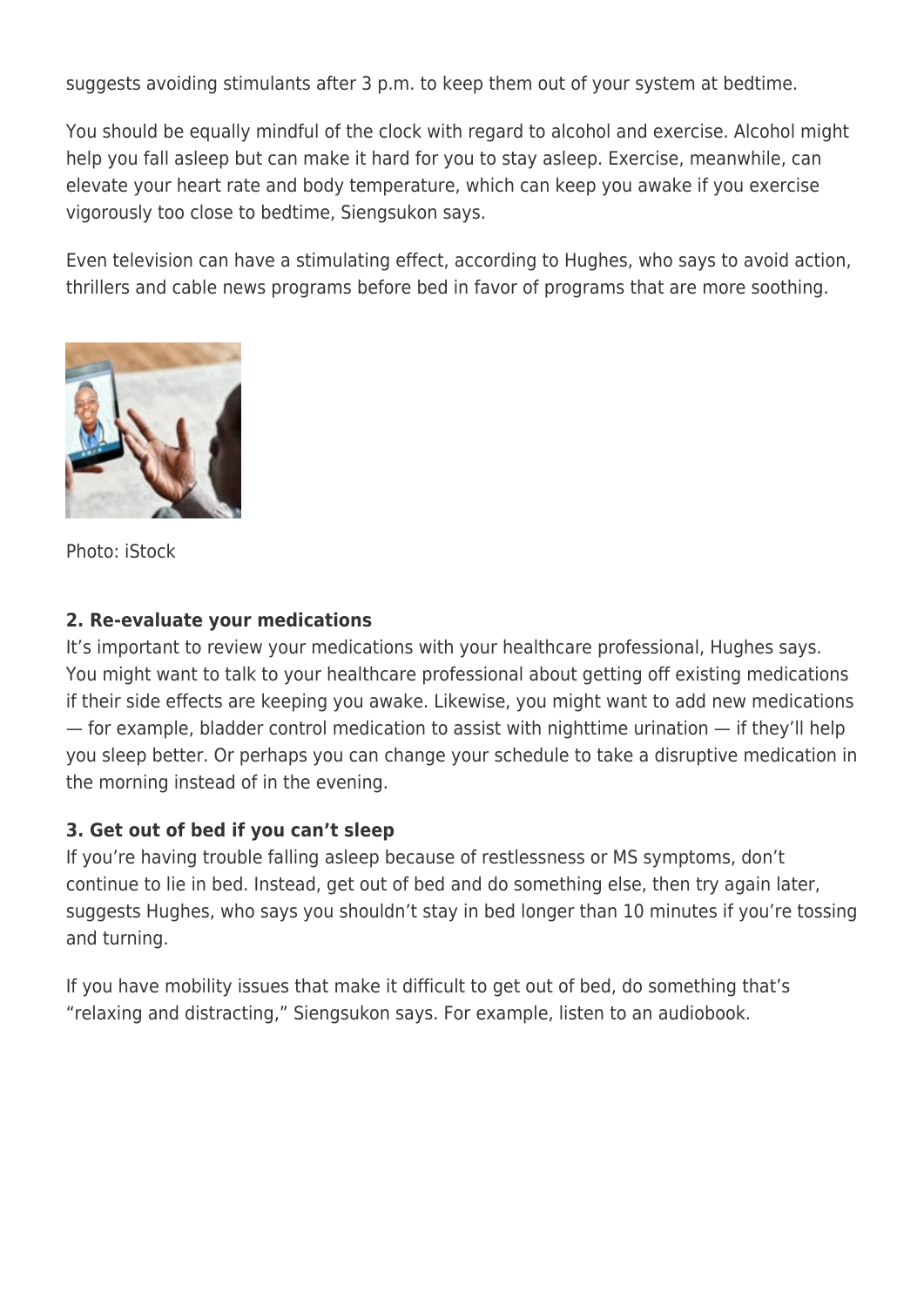suggests avoiding stimulants after 3 p.m. to keep them out of your system at bedtime.

You should be equally mindful of the clock with regard to alcohol and exercise. Alcohol might help you fall asleep but can make it hard for you to stay asleep. Exercise, meanwhile, can elevate your heart rate and body temperature, which can keep you awake if you exercise vigorously too close to bedtime, Siengsukon says.

Even television can have a stimulating effect, according to Hughes, who says to avoid action, thrillers and cable news programs before bed in favor of programs that are more soothing.

Photo: iStock

**2. Re-evaluate your medications**

It's important to review your medications with your healthcare professional, Hughes says. You might want to talk to your healthcare professional about getting off existing medications if their side effects are keeping you awake. Likewise, you might want to add new medications — for example, bladder control medication to assist with nighttime urination — if they'll help you sleep better. Or perhaps you can change your schedule to take a disruptive medication in the morning instead of in the evening.

**3. Get out of bed if you can't sleep**

If you're having trouble falling asleep because of restlessness or MS symptoms, don't continue to lie in bed. Instead, get out of bed and do something else, then try again later, suggests Hughes, who says you shouldn't stay in bed longer than 10 minutes if you're tossing and turning.

If you have mobility issues that make it difficult to get out of bed, do something that's "relaxing and distracting," Siengsukon says. For example, listen to an audiobook.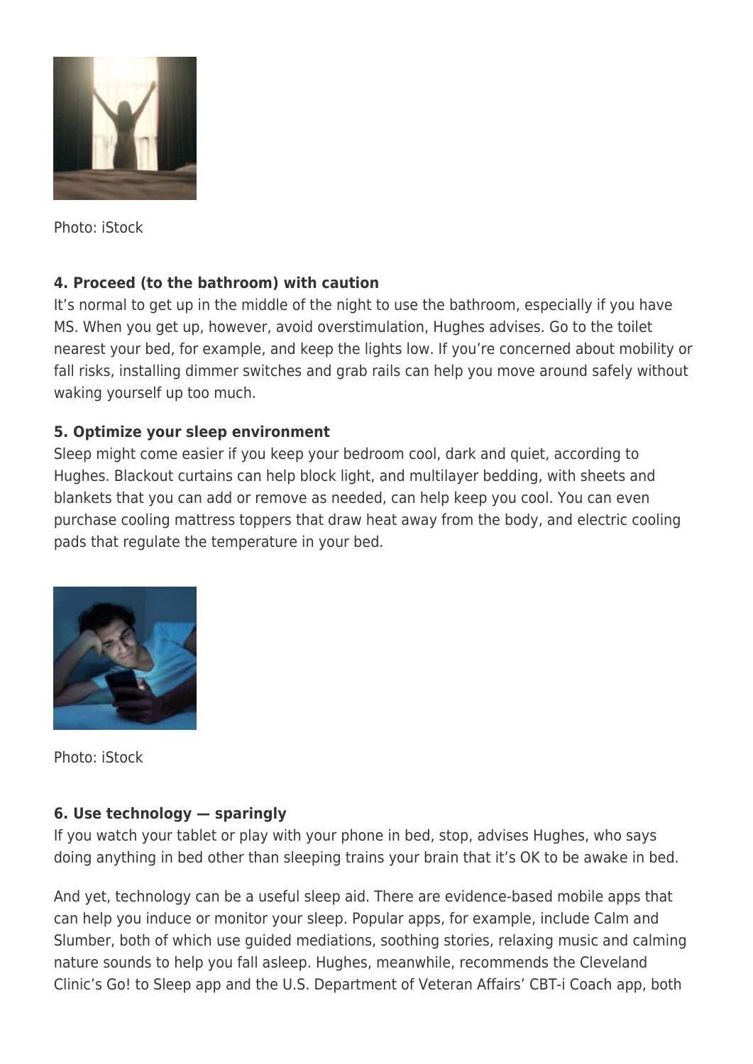Photo: iStock

**4. Proceed (to the bathroom) with caution**

It's normal to get up in the middle of the night to use the bathroom, especially if you have MS. When you get up, however, avoid overstimulation, Hughes advises. Go to the toilet nearest your bed, for example, and keep the lights low. If you're concerned about mobility or fall risks, installing dimmer switches and grab rails can help you move around safely without waking yourself up too much.

**5. Optimize your sleep environment**

Sleep might come easier if you keep your bedroom cool, dark and quiet, according to Hughes. Blackout curtains can help block light, and multilayer bedding, with sheets and blankets that you can add or remove as needed, can help keep you cool. You can even purchase cooling mattress toppers that draw heat away from the body, and electric cooling pads that regulate the temperature in your bed.

Photo: iStock

**6. Use technology — sparingly**

If you watch your tablet or play with your phone in bed, stop, advises Hughes, who says doing anything in bed other than sleeping trains your brain that it's OK to be awake in bed.

And yet, technology can be a useful sleep aid. There are evidence-based mobile apps that can help you induce or monitor your sleep. Popular apps, for example, include Calm and Slumber, both of which use guided mediations, soothing stories, relaxing music and calming nature sounds to help you fall asleep. Hughes, meanwhile, recommends the Cleveland Clinic's Go! to Sleep app and the U.S. Department of Veteran Affairs' CBT-i Coach app, both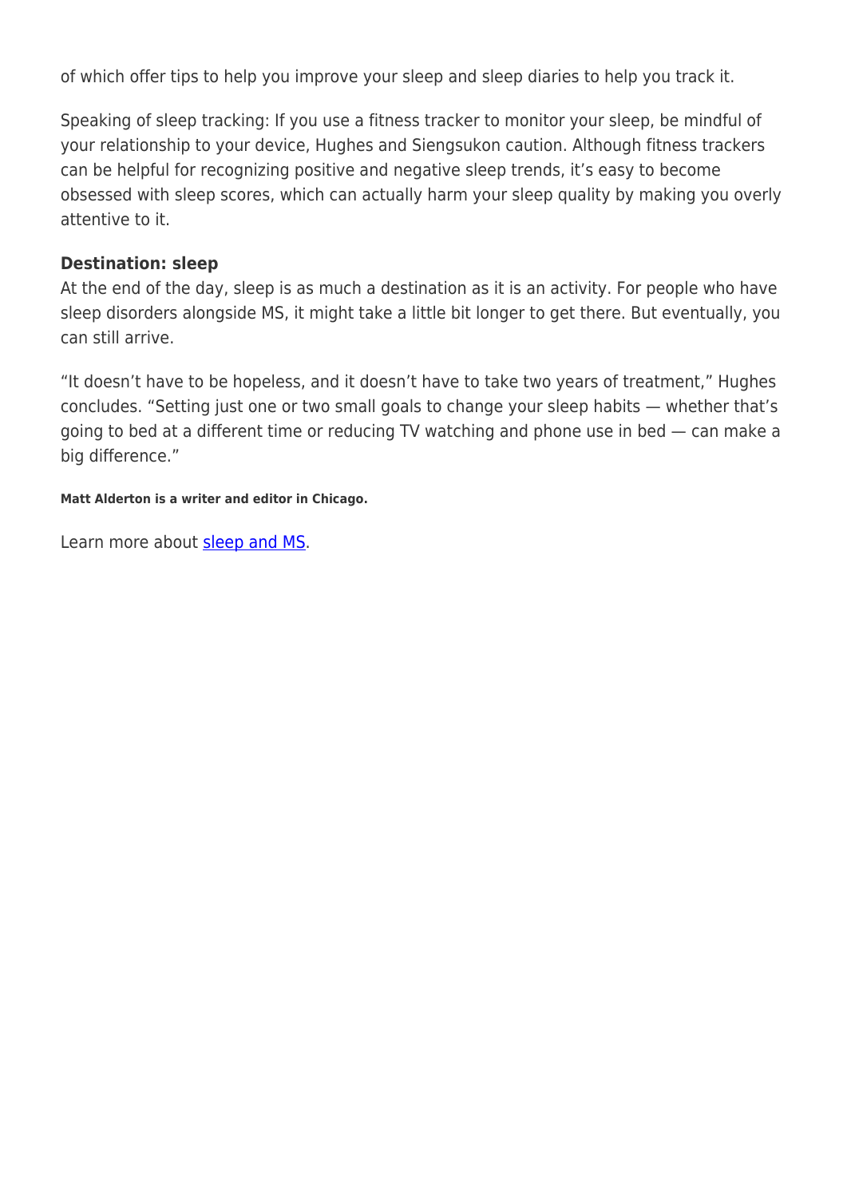of which offer tips to help you improve your sleep and sleep diaries to help you track it.

Speaking of sleep tracking: If you use a fitness tracker to monitor your sleep, be mindful of your relationship to your device, Hughes and Siengsukon caution. Although fitness trackers can be helpful for recognizing positive and negative sleep trends, it's easy to become obsessed with sleep scores, which can actually harm your sleep quality by making you overly attentive to it.

### Destination: sleep

At the end of the day, sleep is as much a destination as it is an activity. For people who have sleep disorders alongside MS, it might take a little bit longer to get there. But eventually, you can still arrive.

"It doesn't have to be hopeless, and it doesn't have to take two years of treatment," Hughes concludes. "Setting just one or two small goals to change your sleep habits — whether that's going to bed at a different time or reducing TV watching and phone use in bed — can make a big difference."

**Matt Alderton is a writer and editor in Chicago.**

Learn more about sleep and MS.